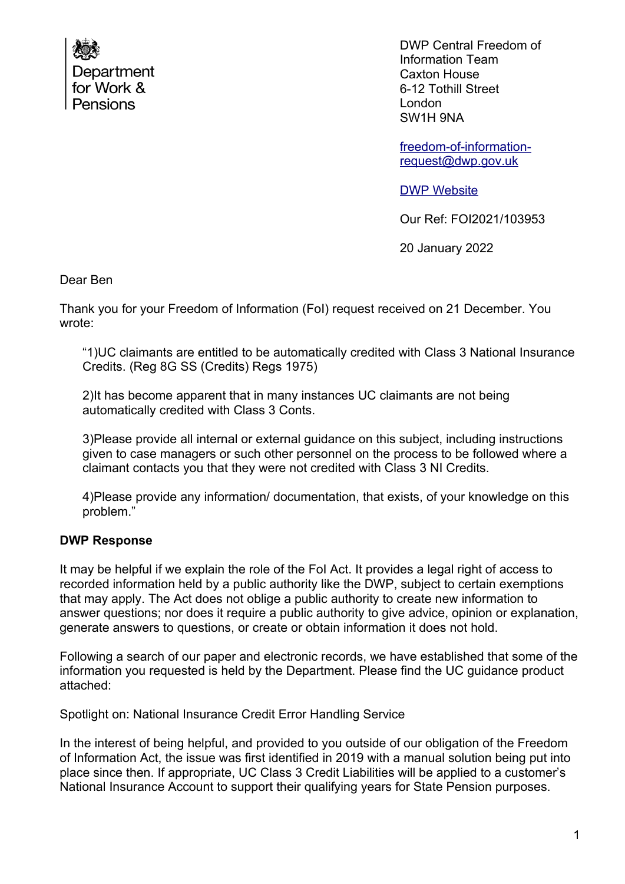Department for Work & Pensions

DWP Central Freedom of Information Team
Caxton House
6-12 Tothill Street
London
SW1H 9NA

freedom-of-information-request@dwp.gov.uk

DWP Website

Our Ref: FOI2021/103953

20 January 2022

Dear Ben

Thank you for your Freedom of Information (FoI) request received on 21 December. You wrote:

> "1)UC claimants are entitled to be automatically credited with Class 3 National Insurance Credits. (Reg 8G SS (Credits) Regs 1975)
>
> 2)It has become apparent that in many instances UC claimants are not being automatically credited with Class 3 Conts.
>
> 3)Please provide all internal or external guidance on this subject, including instructions given to case managers or such other personnel on the process to be followed where a claimant contacts you that they were not credited with Class 3 NI Credits.
>
> 4)Please provide any information/ documentation, that exists, of your knowledge on this problem."

**DWP Response**

It may be helpful if we explain the role of the FoI Act. It provides a legal right of access to recorded information held by a public authority like the DWP, subject to certain exemptions that may apply. The Act does not oblige a public authority to create new information to answer questions; nor does it require a public authority to give advice, opinion or explanation, generate answers to questions, or create or obtain information it does not hold.

Following a search of our paper and electronic records, we have established that some of the information you requested is held by the Department. Please find the UC guidance product attached:

Spotlight on: National Insurance Credit Error Handling Service

In the interest of being helpful, and provided to you outside of our obligation of the Freedom of Information Act, the issue was first identified in 2019 with a manual solution being put into place since then. If appropriate, UC Class 3 Credit Liabilities will be applied to a customer's National Insurance Account to support their qualifying years for State Pension purposes.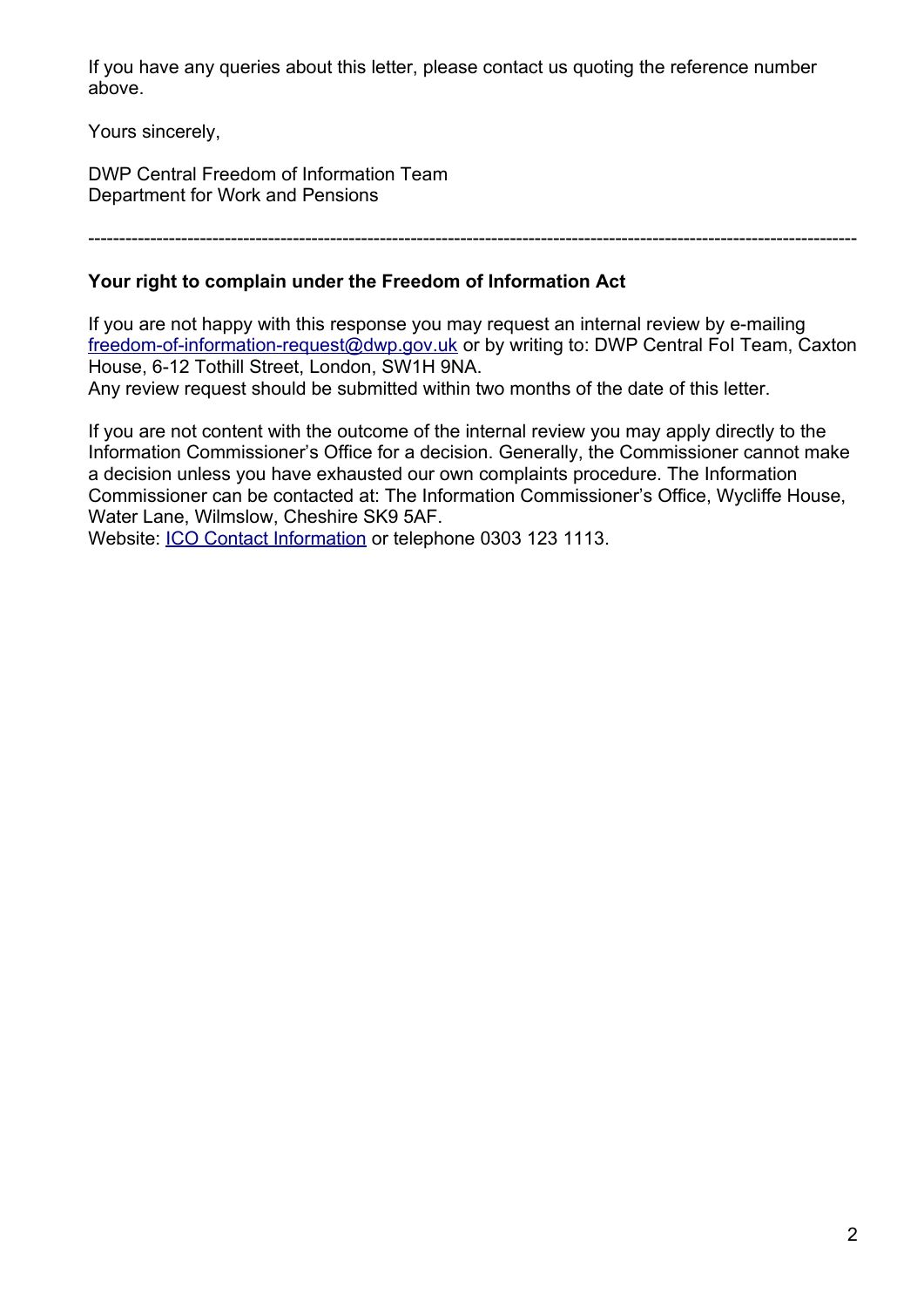If you have any queries about this letter, please contact us quoting the reference number above.

Yours sincerely,

DWP Central Freedom of Information Team
Department for Work and Pensions

---

**Your right to complain under the Freedom of Information Act**

If you are not happy with this response you may request an internal review by e-mailing [freedom-of-information-request@dwp.gov.uk](mailto:freedom-of-information-request@dwp.gov.uk) or by writing to: DWP Central FoI Team, Caxton House, 6-12 Tothill Street, London, SW1H 9NA.
Any review request should be submitted within two months of the date of this letter.

If you are not content with the outcome of the internal review you may apply directly to the Information Commissioner's Office for a decision. Generally, the Commissioner cannot make a decision unless you have exhausted our own complaints procedure. The Information Commissioner can be contacted at: The Information Commissioner's Office, Wycliffe House, Water Lane, Wilmslow, Cheshire SK9 5AF.
Website: ICO Contact Information or telephone 0303 123 1113.